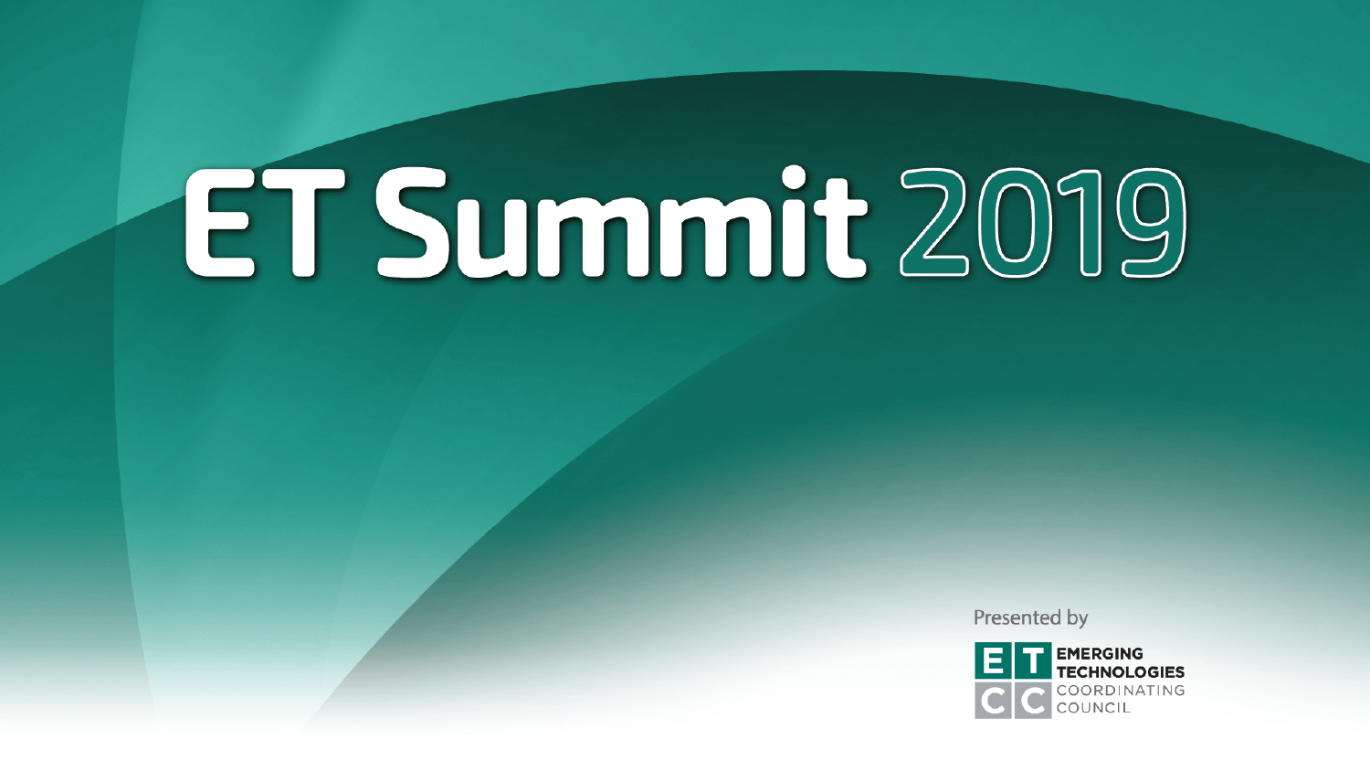# ET Summit 2019

Presented by

EMERGING TECHNOLOGIES COORDINATING COUNCIL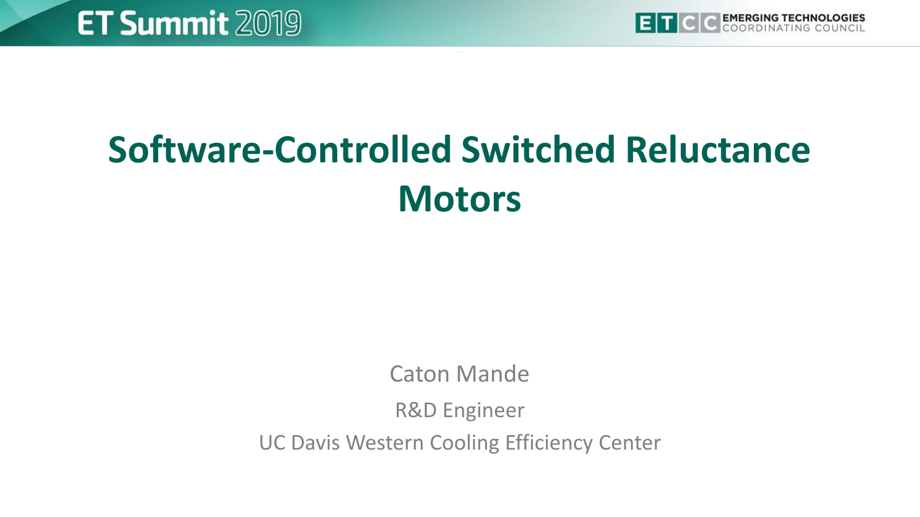# Software-Controlled Switched Reluctance Motors

Caton Mande

R&D Engineer

UC Davis Western Cooling Efficiency Center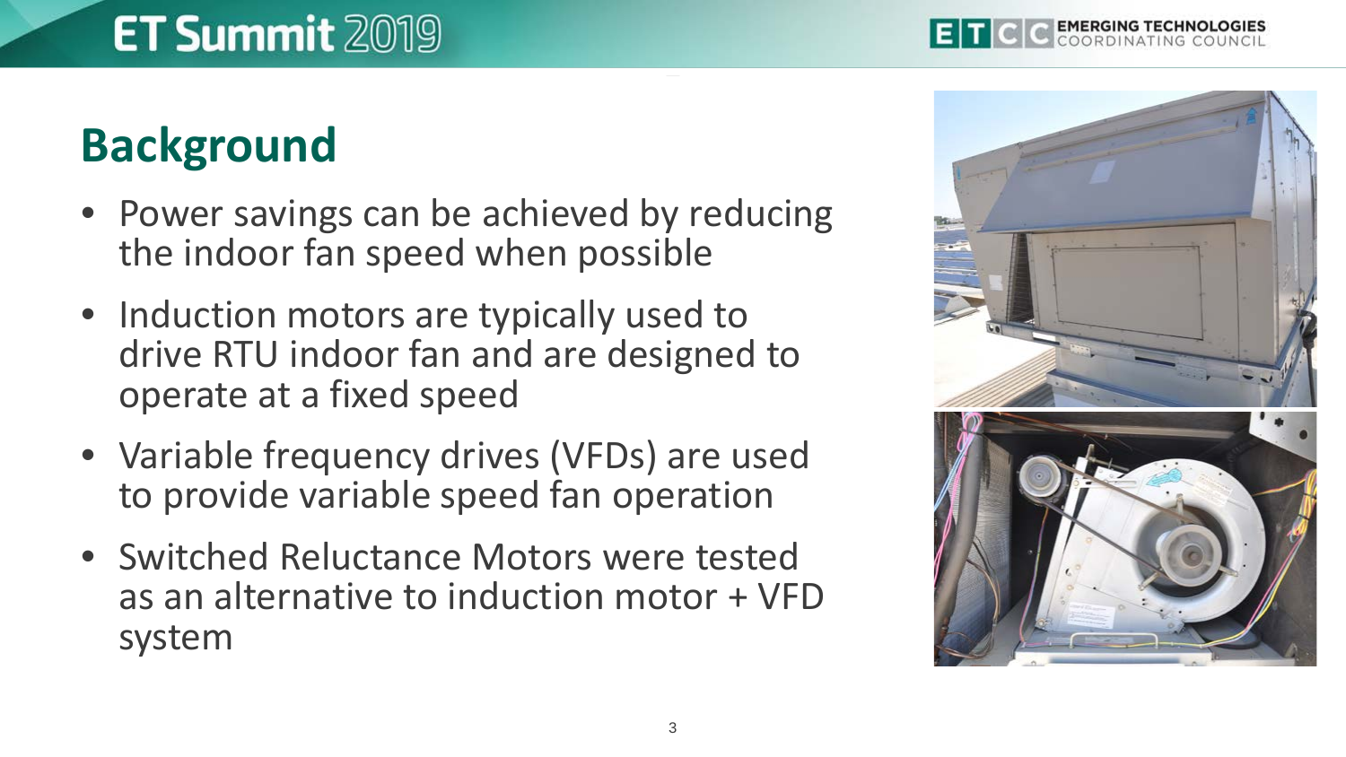# Background

- Power savings can be achieved by reducing the indoor fan speed when possible
- Induction motors are typically used to drive RTU indoor fan and are designed to operate at a fixed speed
- Variable frequency drives (VFDs) are used to provide variable speed fan operation
- Switched Reluctance Motors were tested as an alternative to induction motor + VFD system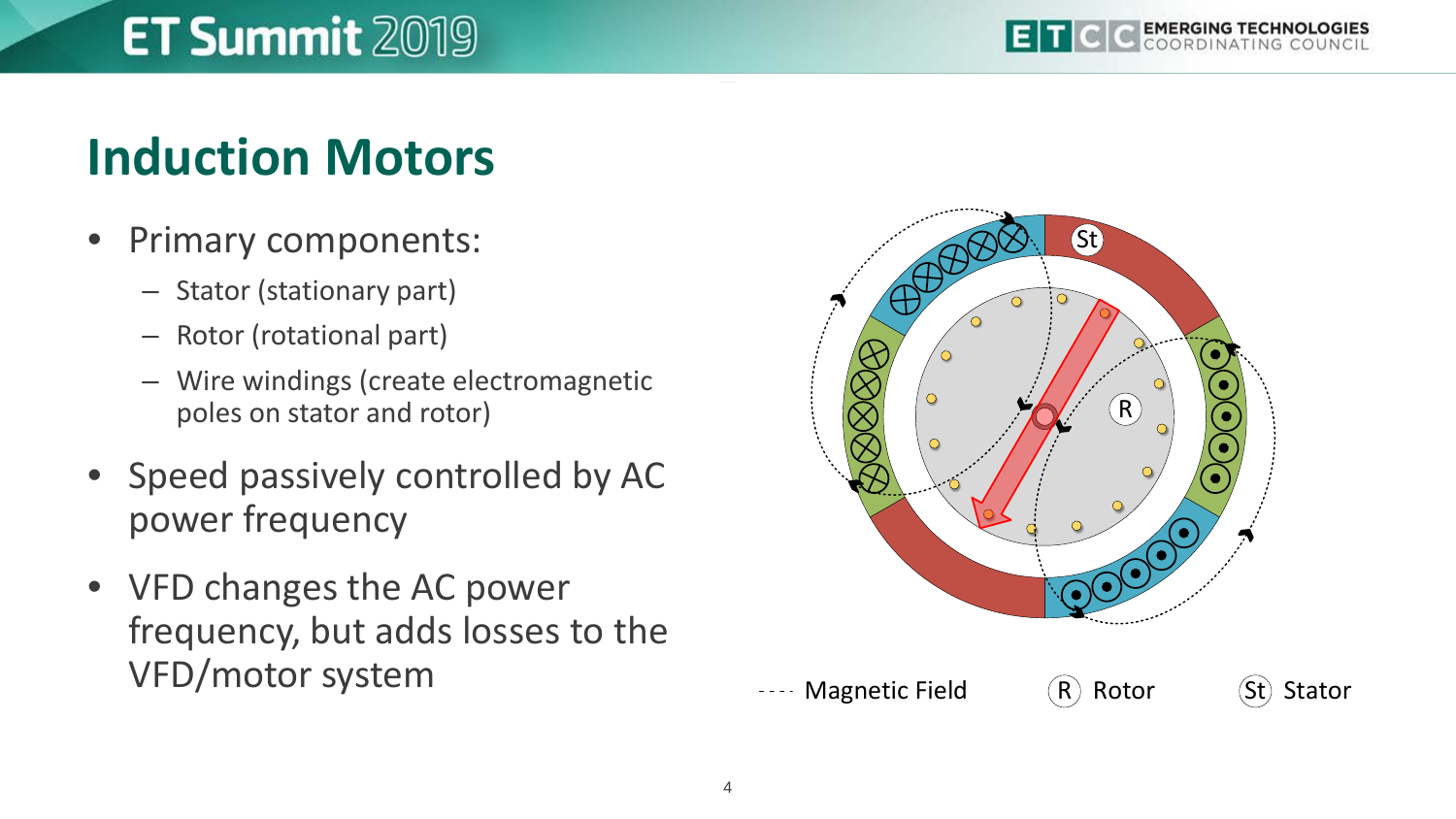# Induction Motors

- Primary components:
  - Stator (stationary part)
  - Rotor (rotational part)
  - Wire windings (create electromagnetic poles on stator and rotor)
- Speed passively controlled by AC power frequency
- VFD changes the AC power frequency, but adds losses to the VFD/motor system

---- Magnetic Field  (R) Rotor  (St) Stator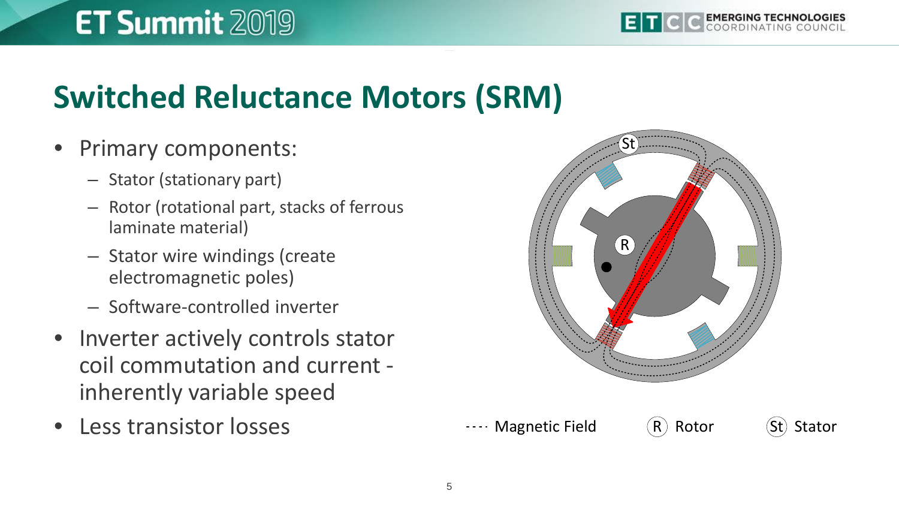# Switched Reluctance Motors (SRM)

- Primary components:
  - Stator (stationary part)
  - Rotor (rotational part, stacks of ferrous laminate material)
  - Stator wire windings (create electromagnetic poles)
  - Software-controlled inverter
- Inverter actively controls stator coil commutation and current - inherently variable speed
- Less transistor losses

---- Magnetic Field   (R) Rotor   (St) Stator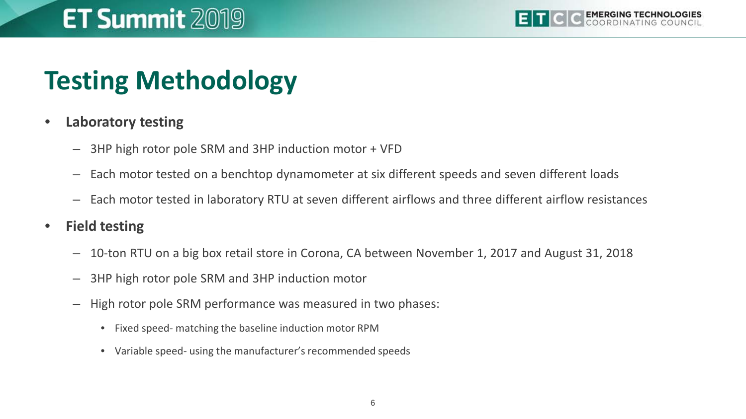# Testing Methodology

- **Laboratory testing**
  - 3HP high rotor pole SRM and 3HP induction motor + VFD
  - Each motor tested on a benchtop dynamometer at six different speeds and seven different loads
  - Each motor tested in laboratory RTU at seven different airflows and three different airflow resistances
- **Field testing**
  - 10-ton RTU on a big box retail store in Corona, CA between November 1, 2017 and August 31, 2018
  - 3HP high rotor pole SRM and 3HP induction motor
  - High rotor pole SRM performance was measured in two phases:
    - Fixed speed- matching the baseline induction motor RPM
    - Variable speed- using the manufacturer's recommended speeds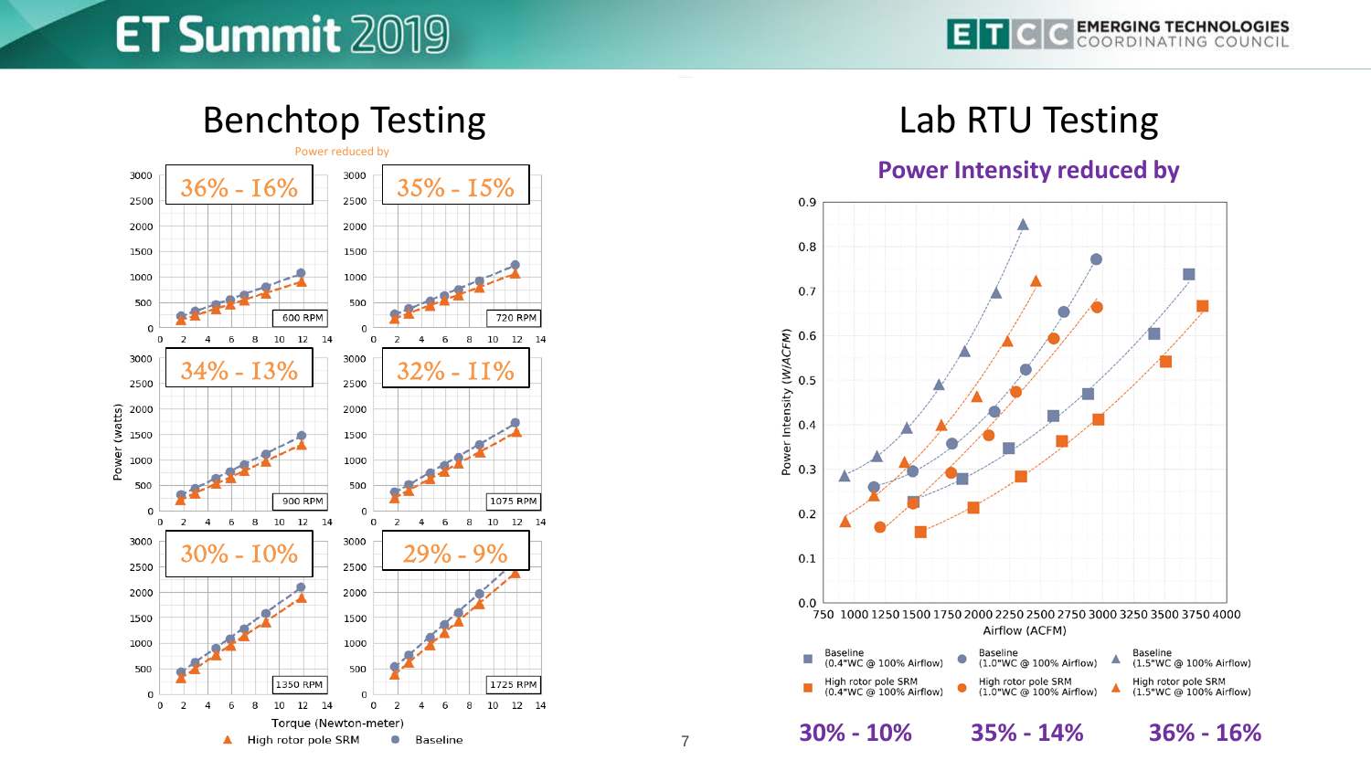## Benchtop Testing

Power reduced by

| RPM | Power reduced by |
|---|---|
| 600 RPM | 36% - 16% |
| 720 RPM | 35% - 15% |
| 900 RPM | 34% - 13% |
| 1075 RPM | 32% - 11% |
| 1350 RPM | 30% - 10% |
| 1725 RPM | 29% - 9% |

Power (watts) vs. Torque (Newton-meter)

▲ High rotor pole SRM ● Baseline

## Lab RTU Testing

**Power Intensity reduced by**

Power Intensity (W/ACFM) vs. Airflow (ACFM)

- Baseline (0.4"WC @ 100% Airflow)
- Baseline (1.0"WC @ 100% Airflow)
- Baseline (1.5"WC @ 100% Airflow)
- High rotor pole SRM (0.4"WC @ 100% Airflow)
- High rotor pole SRM (1.0"WC @ 100% Airflow)
- High rotor pole SRM (1.5"WC @ 100% Airflow)

| 0.4"WC | 1.0"WC | 1.5"WC |
|---|---|---|
| **30% - 10%** | **35% - 14%** | **36% - 16%** |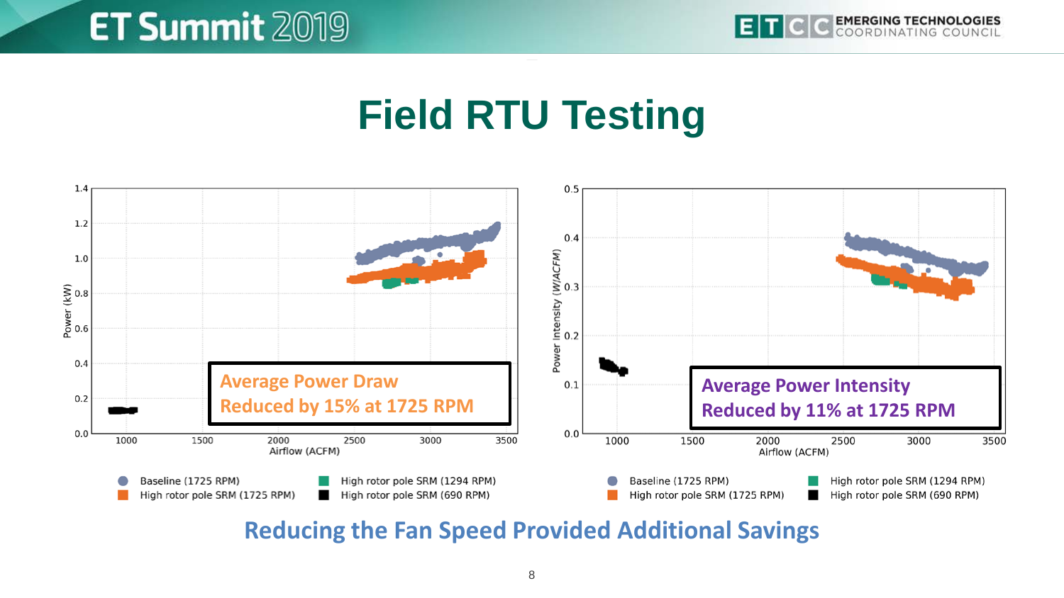# Field RTU Testing

Average Power Draw
Reduced by 15% at 1725 RPM

Average Power Intensity
Reduced by 11% at 1725 RPM

Reducing the Fan Speed Provided Additional Savings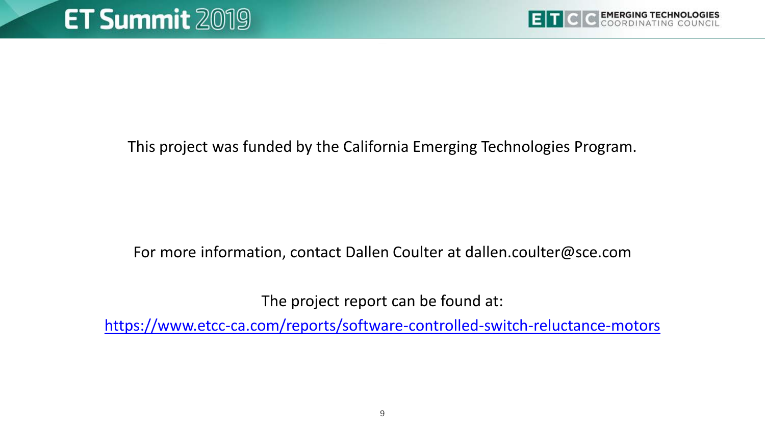This project was funded by the California Emerging Technologies Program.

For more information, contact Dallen Coulter at dallen.coulter@sce.com

The project report can be found at:

https://www.etcc-ca.com/reports/software-controlled-switch-reluctance-motors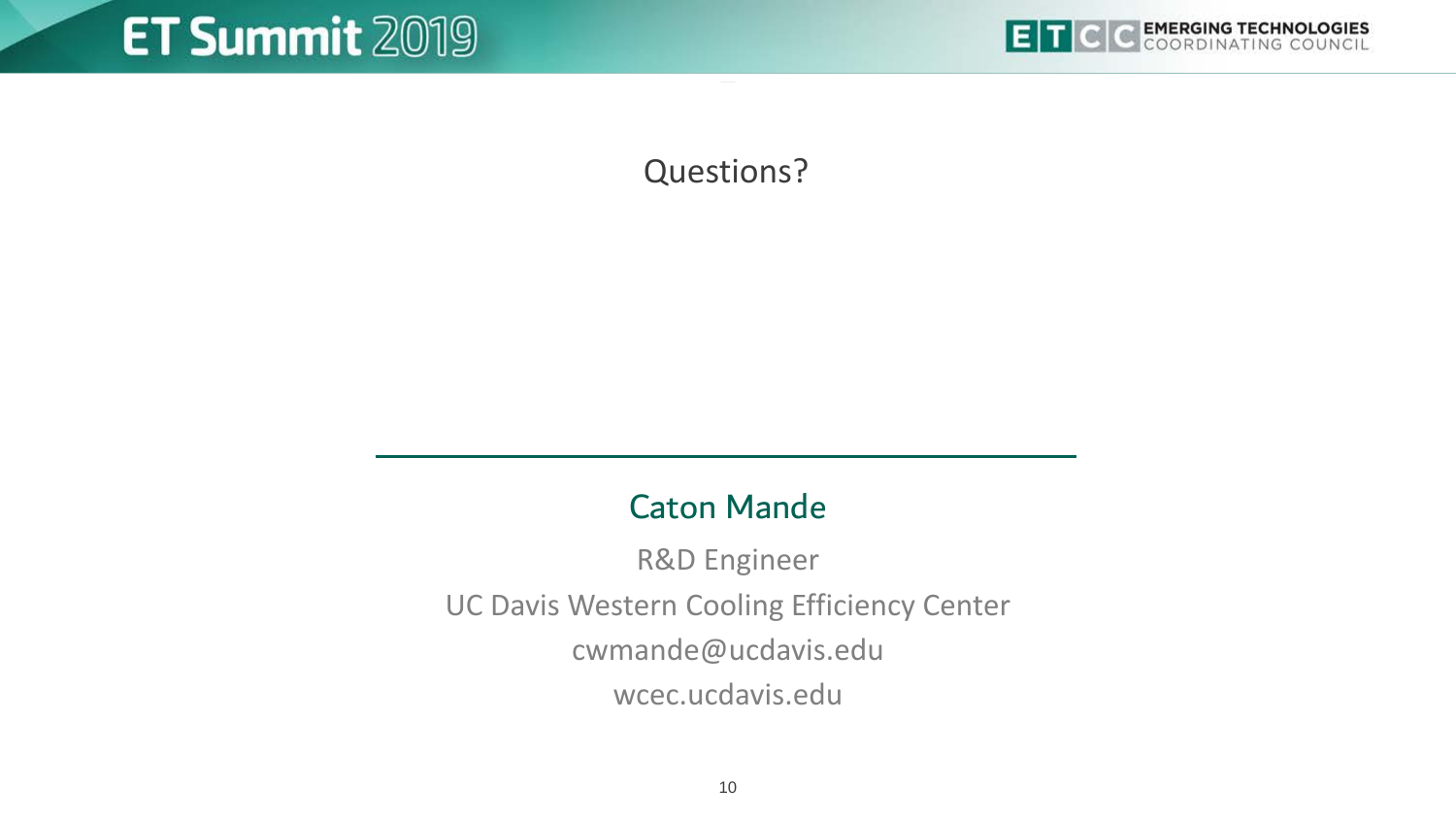Questions?

---

## Caton Mande

R&D Engineer

UC Davis Western Cooling Efficiency Center

cwmande@ucdavis.edu

wcec.ucdavis.edu